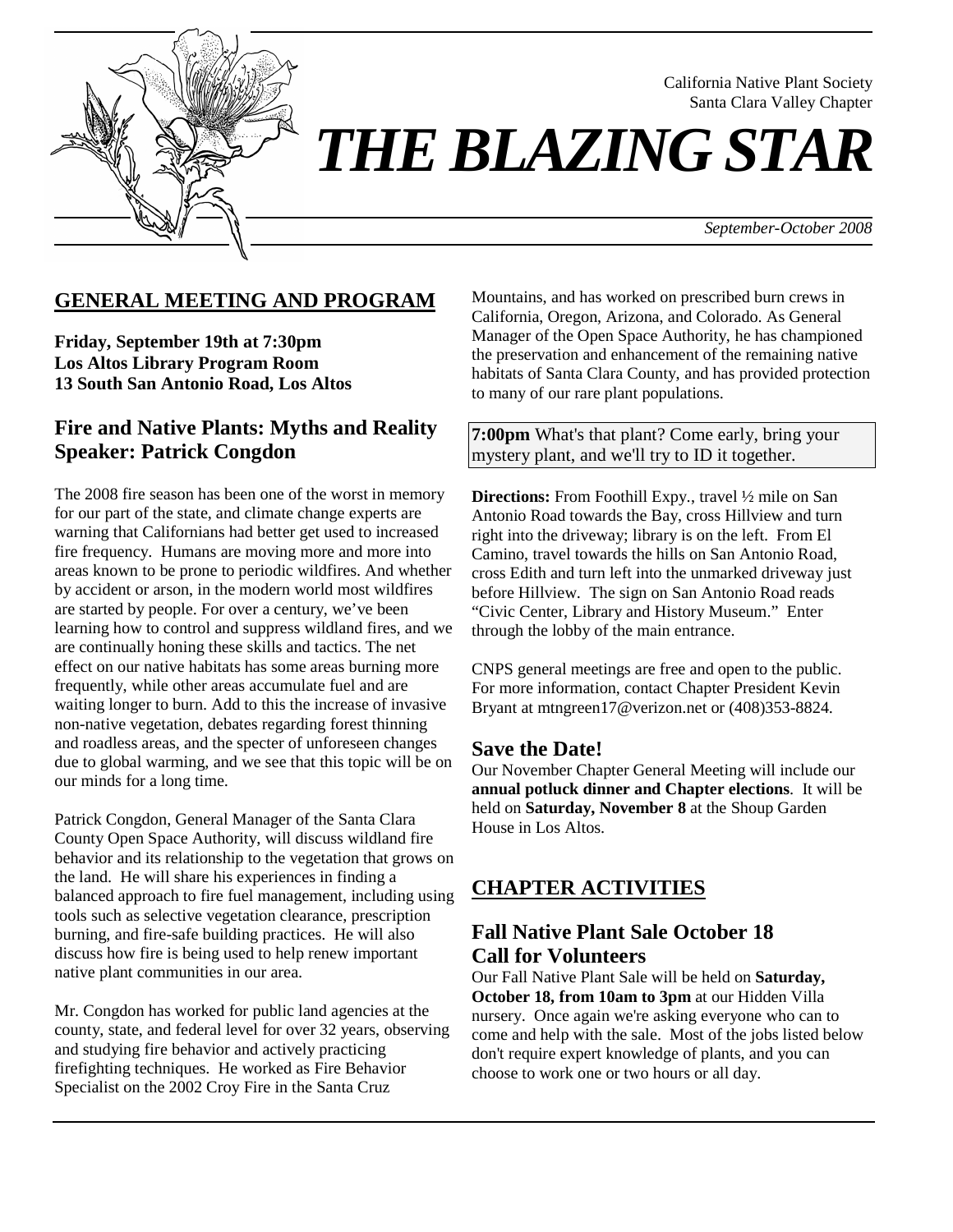California Native Plant Society
Santa Clara Valley Chapter

# *THE BLAZING STAR*

*September-October 2008*

## GENERAL MEETING AND PROGRAM

**Friday, September 19th at 7:30pm**
**Los Altos Library Program Room**
**13 South San Antonio Road, Los Altos**

### Fire and Native Plants: Myths and Reality
### Speaker: Patrick Congdon

The 2008 fire season has been one of the worst in memory for our part of the state, and climate change experts are warning that Californians had better get used to increased fire frequency. Humans are moving more and more into areas known to be prone to periodic wildfires. And whether by accident or arson, in the modern world most wildfires are started by people. For over a century, we've been learning how to control and suppress wildland fires, and we are continually honing these skills and tactics. The net effect on our native habitats has some areas burning more frequently, while other areas accumulate fuel and are waiting longer to burn. Add to this the increase of invasive non-native vegetation, debates regarding forest thinning and roadless areas, and the specter of unforeseen changes due to global warming, and we see that this topic will be on our minds for a long time.

Patrick Congdon, General Manager of the Santa Clara County Open Space Authority, will discuss wildland fire behavior and its relationship to the vegetation that grows on the land. He will share his experiences in finding a balanced approach to fire fuel management, including using tools such as selective vegetation clearance, prescription burning, and fire-safe building practices. He will also discuss how fire is being used to help renew important native plant communities in our area.

Mr. Congdon has worked for public land agencies at the county, state, and federal level for over 32 years, observing and studying fire behavior and actively practicing firefighting techniques. He worked as Fire Behavior Specialist on the 2002 Croy Fire in the Santa Cruz Mountains, and has worked on prescribed burn crews in California, Oregon, Arizona, and Colorado. As General Manager of the Open Space Authority, he has championed the preservation and enhancement of the remaining native habitats of Santa Clara County, and has provided protection to many of our rare plant populations.

**7:00pm** What's that plant? Come early, bring your mystery plant, and we'll try to ID it together.

**Directions:** From Foothill Expy., travel ½ mile on San Antonio Road towards the Bay, cross Hillview and turn right into the driveway; library is on the left. From El Camino, travel towards the hills on San Antonio Road, cross Edith and turn left into the unmarked driveway just before Hillview. The sign on San Antonio Road reads "Civic Center, Library and History Museum." Enter through the lobby of the main entrance.

CNPS general meetings are free and open to the public. For more information, contact Chapter President Kevin Bryant at mtngreen17@verizon.net or (408)353-8824.

### Save the Date!

Our November Chapter General Meeting will include our **annual potluck dinner and Chapter elections**. It will be held on **Saturday, November 8** at the Shoup Garden House in Los Altos.

## CHAPTER ACTIVITIES

### Fall Native Plant Sale October 18
### Call for Volunteers

Our Fall Native Plant Sale will be held on **Saturday, October 18, from 10am to 3pm** at our Hidden Villa nursery. Once again we're asking everyone who can to come and help with the sale. Most of the jobs listed below don't require expert knowledge of plants, and you can choose to work one or two hours or all day.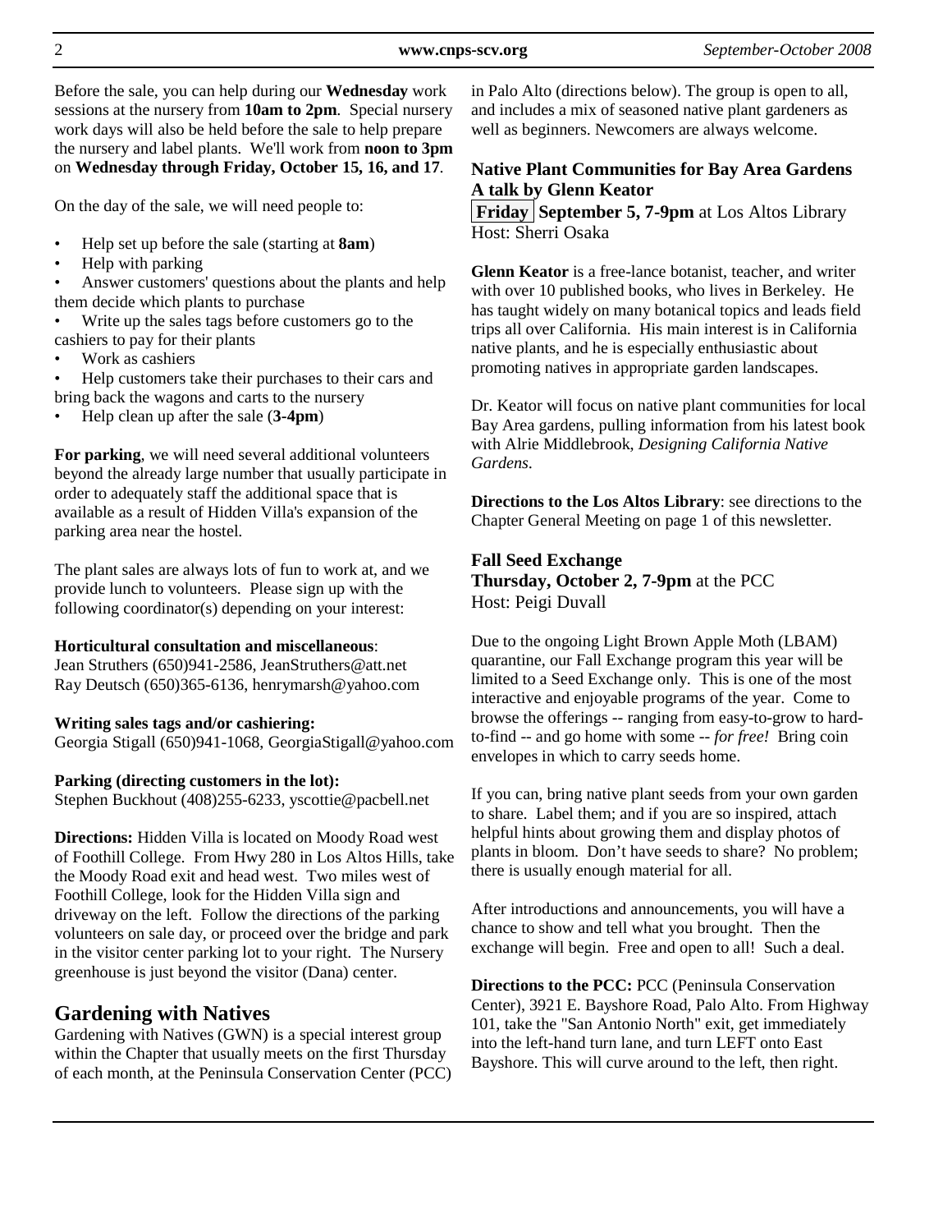Before the sale, you can help during our **Wednesday** work sessions at the nursery from **10am to 2pm**. Special nursery work days will also be held before the sale to help prepare the nursery and label plants. We'll work from **noon to 3pm** on **Wednesday through Friday, October 15, 16, and 17**.

On the day of the sale, we will need people to:

- Help set up before the sale (starting at **8am**)
- Help with parking
- Answer customers' questions about the plants and help them decide which plants to purchase
- Write up the sales tags before customers go to the cashiers to pay for their plants
- Work as cashiers
- Help customers take their purchases to their cars and bring back the wagons and carts to the nursery
- Help clean up after the sale (**3-4pm**)

**For parking**, we will need several additional volunteers beyond the already large number that usually participate in order to adequately staff the additional space that is available as a result of Hidden Villa's expansion of the parking area near the hostel.

The plant sales are always lots of fun to work at, and we provide lunch to volunteers. Please sign up with the following coordinator(s) depending on your interest:

**Horticultural consultation and miscellaneous**:
Jean Struthers (650)941-2586, JeanStruthers@att.net
Ray Deutsch (650)365-6136, henrymarsh@yahoo.com

**Writing sales tags and/or cashiering:**
Georgia Stigall (650)941-1068, GeorgiaStigall@yahoo.com

**Parking (directing customers in the lot):**
Stephen Buckhout (408)255-6233, yscottie@pacbell.net

**Directions:** Hidden Villa is located on Moody Road west of Foothill College. From Hwy 280 in Los Altos Hills, take the Moody Road exit and head west. Two miles west of Foothill College, look for the Hidden Villa sign and driveway on the left. Follow the directions of the parking volunteers on sale day, or proceed over the bridge and park in the visitor center parking lot to your right. The Nursery greenhouse is just beyond the visitor (Dana) center.

## Gardening with Natives

Gardening with Natives (GWN) is a special interest group within the Chapter that usually meets on the first Thursday of each month, at the Peninsula Conservation Center (PCC) in Palo Alto (directions below). The group is open to all, and includes a mix of seasoned native plant gardeners as well as beginners. Newcomers are always welcome.

### Native Plant Communities for Bay Area Gardens A talk by Glenn Keator

**Friday September 5, 7-9pm** at Los Altos Library
Host: Sherri Osaka

**Glenn Keator** is a free-lance botanist, teacher, and writer with over 10 published books, who lives in Berkeley. He has taught widely on many botanical topics and leads field trips all over California. His main interest is in California native plants, and he is especially enthusiastic about promoting natives in appropriate garden landscapes.

Dr. Keator will focus on native plant communities for local Bay Area gardens, pulling information from his latest book with Alrie Middlebrook, *Designing California Native Gardens*.

**Directions to the Los Altos Library**: see directions to the Chapter General Meeting on page 1 of this newsletter.

### Fall Seed Exchange

**Thursday, October 2, 7-9pm** at the PCC
Host: Peigi Duvall

Due to the ongoing Light Brown Apple Moth (LBAM) quarantine, our Fall Exchange program this year will be limited to a Seed Exchange only. This is one of the most interactive and enjoyable programs of the year. Come to browse the offerings -- ranging from easy-to-grow to hard-to-find -- and go home with some -- *for free!* Bring coin envelopes in which to carry seeds home.

If you can, bring native plant seeds from your own garden to share. Label them; and if you are so inspired, attach helpful hints about growing them and display photos of plants in bloom. Don't have seeds to share? No problem; there is usually enough material for all.

After introductions and announcements, you will have a chance to show and tell what you brought. Then the exchange will begin. Free and open to all! Such a deal.

**Directions to the PCC:** PCC (Peninsula Conservation Center), 3921 E. Bayshore Road, Palo Alto. From Highway 101, take the "San Antonio North" exit, get immediately into the left-hand turn lane, and turn LEFT onto East Bayshore. This will curve around to the left, then right.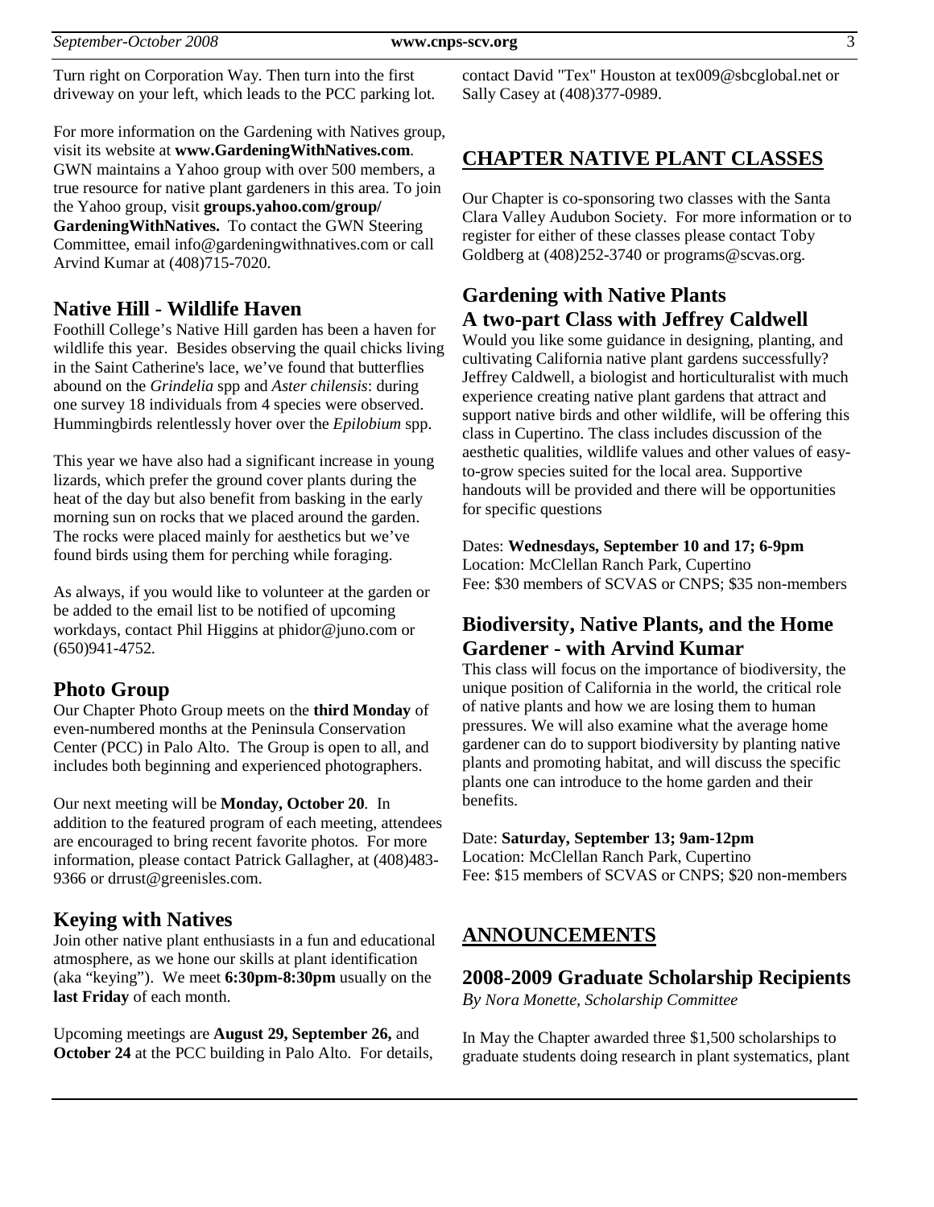Turn right on Corporation Way. Then turn into the first driveway on your left, which leads to the PCC parking lot.

For more information on the Gardening with Natives group, visit its website at **www.GardeningWithNatives.com**. GWN maintains a Yahoo group with over 500 members, a true resource for native plant gardeners in this area. To join the Yahoo group, visit **groups.yahoo.com/group/GardeningWithNatives.** To contact the GWN Steering Committee, email info@gardeningwithnatives.com or call Arvind Kumar at (408)715-7020.

### Native Hill - Wildlife Haven

Foothill College's Native Hill garden has been a haven for wildlife this year. Besides observing the quail chicks living in the Saint Catherine's lace, we've found that butterflies abound on the *Grindelia* spp and *Aster chilensis*: during one survey 18 individuals from 4 species were observed. Hummingbirds relentlessly hover over the *Epilobium* spp.

This year we have also had a significant increase in young lizards, which prefer the ground cover plants during the heat of the day but also benefit from basking in the early morning sun on rocks that we placed around the garden. The rocks were placed mainly for aesthetics but we've found birds using them for perching while foraging.

As always, if you would like to volunteer at the garden or be added to the email list to be notified of upcoming workdays, contact Phil Higgins at phidor@juno.com or (650)941-4752.

### Photo Group

Our Chapter Photo Group meets on the **third Monday** of even-numbered months at the Peninsula Conservation Center (PCC) in Palo Alto. The Group is open to all, and includes both beginning and experienced photographers.

Our next meeting will be **Monday, October 20**. In addition to the featured program of each meeting, attendees are encouraged to bring recent favorite photos. For more information, please contact Patrick Gallagher, at (408)483-9366 or drrust@greenisles.com.

### Keying with Natives

Join other native plant enthusiasts in a fun and educational atmosphere, as we hone our skills at plant identification (aka "keying"). We meet **6:30pm-8:30pm** usually on the **last Friday** of each month.

Upcoming meetings are **August 29, September 26,** and **October 24** at the PCC building in Palo Alto. For details, contact David "Tex" Houston at tex009@sbcglobal.net or Sally Casey at (408)377-0989.

## CHAPTER NATIVE PLANT CLASSES

Our Chapter is co-sponsoring two classes with the Santa Clara Valley Audubon Society. For more information or to register for either of these classes please contact Toby Goldberg at (408)252-3740 or programs@scvas.org.

### Gardening with Native Plants A two-part Class with Jeffrey Caldwell

Would you like some guidance in designing, planting, and cultivating California native plant gardens successfully? Jeffrey Caldwell, a biologist and horticulturalist with much experience creating native plant gardens that attract and support native birds and other wildlife, will be offering this class in Cupertino. The class includes discussion of the aesthetic qualities, wildlife values and other values of easy-to-grow species suited for the local area. Supportive handouts will be provided and there will be opportunities for specific questions

Dates: **Wednesdays, September 10 and 17; 6-9pm**
Location: McClellan Ranch Park, Cupertino
Fee: $30 members of SCVAS or CNPS; $35 non-members

### Biodiversity, Native Plants, and the Home Gardener - with Arvind Kumar

This class will focus on the importance of biodiversity, the unique position of California in the world, the critical role of native plants and how we are losing them to human pressures. We will also examine what the average home gardener can do to support biodiversity by planting native plants and promoting habitat, and will discuss the specific plants one can introduce to the home garden and their benefits.

Date: **Saturday, September 13; 9am-12pm**
Location: McClellan Ranch Park, Cupertino
Fee: $15 members of SCVAS or CNPS; $20 non-members

## ANNOUNCEMENTS

### 2008-2009 Graduate Scholarship Recipients

*By Nora Monette, Scholarship Committee*

In May the Chapter awarded three $1,500 scholarships to graduate students doing research in plant systematics, plant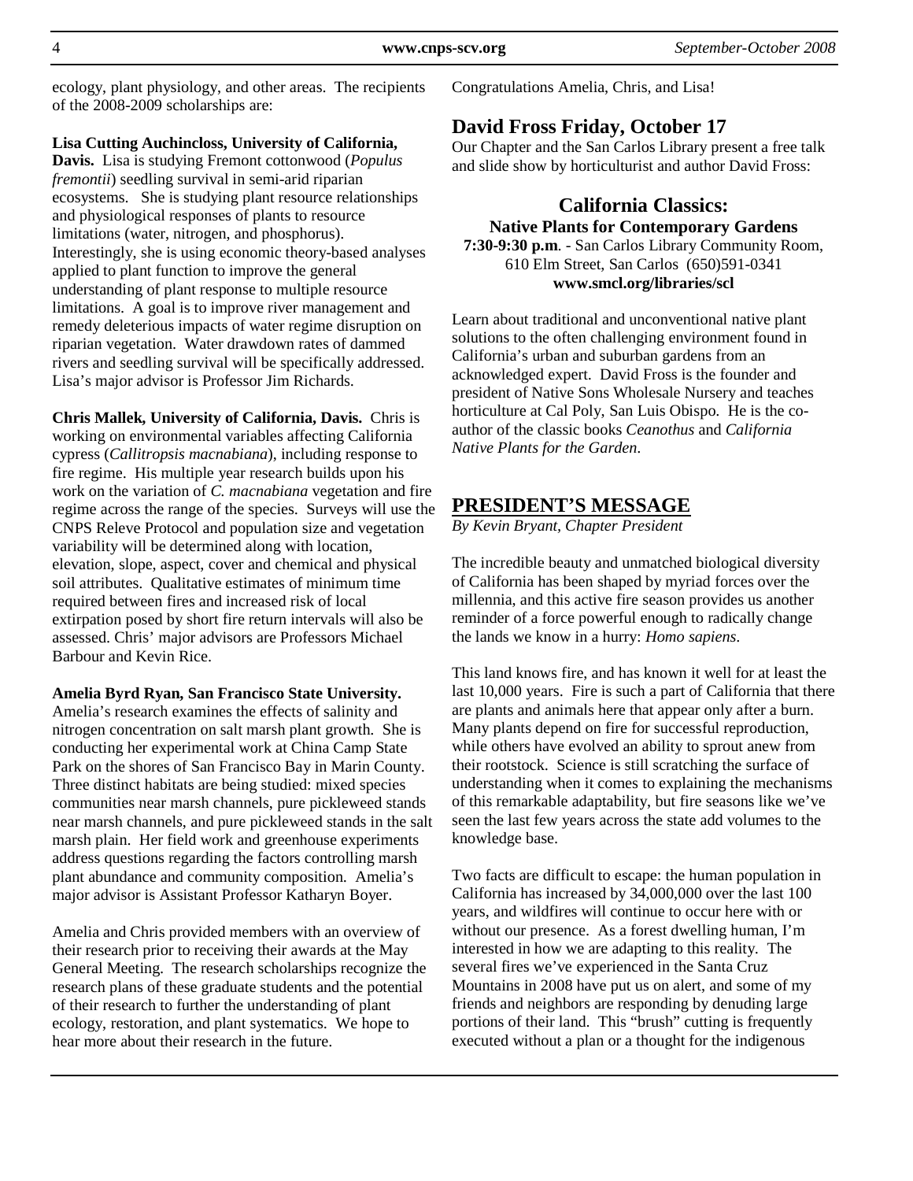ecology, plant physiology, and other areas. The recipients of the 2008-2009 scholarships are:

**Lisa Cutting Auchincloss, University of California, Davis.** Lisa is studying Fremont cottonwood (*Populus fremontii*) seedling survival in semi-arid riparian ecosystems. She is studying plant resource relationships and physiological responses of plants to resource limitations (water, nitrogen, and phosphorus). Interestingly, she is using economic theory-based analyses applied to plant function to improve the general understanding of plant response to multiple resource limitations. A goal is to improve river management and remedy deleterious impacts of water regime disruption on riparian vegetation. Water drawdown rates of dammed rivers and seedling survival will be specifically addressed. Lisa's major advisor is Professor Jim Richards.

**Chris Mallek, University of California, Davis.** Chris is working on environmental variables affecting California cypress (*Callitropsis macnabiana*), including response to fire regime. His multiple year research builds upon his work on the variation of *C. macnabiana* vegetation and fire regime across the range of the species. Surveys will use the CNPS Releve Protocol and population size and vegetation variability will be determined along with location, elevation, slope, aspect, cover and chemical and physical soil attributes. Qualitative estimates of minimum time required between fires and increased risk of local extirpation posed by short fire return intervals will also be assessed. Chris' major advisors are Professors Michael Barbour and Kevin Rice.

**Amelia Byrd Ryan, San Francisco State University.** Amelia's research examines the effects of salinity and nitrogen concentration on salt marsh plant growth. She is conducting her experimental work at China Camp State Park on the shores of San Francisco Bay in Marin County. Three distinct habitats are being studied: mixed species communities near marsh channels, pure pickleweed stands near marsh channels, and pure pickleweed stands in the salt marsh plain. Her field work and greenhouse experiments address questions regarding the factors controlling marsh plant abundance and community composition. Amelia's major advisor is Assistant Professor Katharyn Boyer.

Amelia and Chris provided members with an overview of their research prior to receiving their awards at the May General Meeting. The research scholarships recognize the research plans of these graduate students and the potential of their research to further the understanding of plant ecology, restoration, and plant systematics. We hope to hear more about their research in the future.

Congratulations Amelia, Chris, and Lisa!

## David Fross Friday, October 17

Our Chapter and the San Carlos Library present a free talk and slide show by horticulturist and author David Fross:

### California Classics:

**Native Plants for Contemporary Gardens**

**7:30-9:30 p.m**. - San Carlos Library Community Room, 610 Elm Street, San Carlos (650)591-0341
**www.smcl.org/libraries/scl**

Learn about traditional and unconventional native plant solutions to the often challenging environment found in California's urban and suburban gardens from an acknowledged expert. David Fross is the founder and president of Native Sons Wholesale Nursery and teaches horticulture at Cal Poly, San Luis Obispo. He is the co-author of the classic books *Ceanothus* and *California Native Plants for the Garden*.

## PRESIDENT'S MESSAGE

*By Kevin Bryant, Chapter President*

The incredible beauty and unmatched biological diversity of California has been shaped by myriad forces over the millennia, and this active fire season provides us another reminder of a force powerful enough to radically change the lands we know in a hurry: *Homo sapiens*.

This land knows fire, and has known it well for at least the last 10,000 years. Fire is such a part of California that there are plants and animals here that appear only after a burn. Many plants depend on fire for successful reproduction, while others have evolved an ability to sprout anew from their rootstock. Science is still scratching the surface of understanding when it comes to explaining the mechanisms of this remarkable adaptability, but fire seasons like we've seen the last few years across the state add volumes to the knowledge base.

Two facts are difficult to escape: the human population in California has increased by 34,000,000 over the last 100 years, and wildfires will continue to occur here with or without our presence. As a forest dwelling human, I'm interested in how we are adapting to this reality. The several fires we've experienced in the Santa Cruz Mountains in 2008 have put us on alert, and some of my friends and neighbors are responding by denuding large portions of their land. This "brush" cutting is frequently executed without a plan or a thought for the indigenous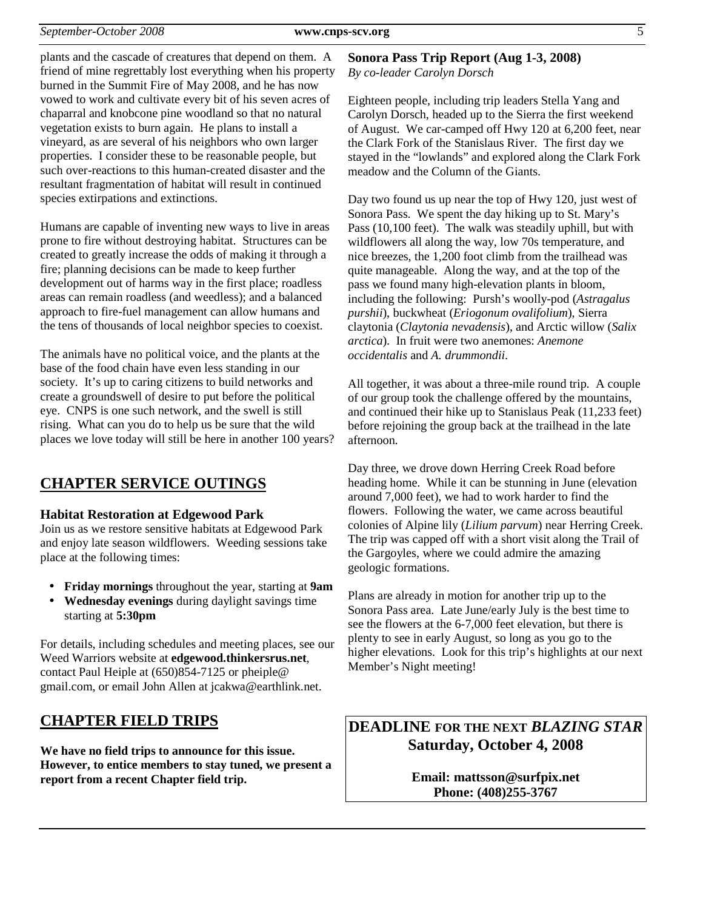plants and the cascade of creatures that depend on them. A friend of mine regrettably lost everything when his property burned in the Summit Fire of May 2008, and he has now vowed to work and cultivate every bit of his seven acres of chaparral and knobcone pine woodland so that no natural vegetation exists to burn again. He plans to install a vineyard, as are several of his neighbors who own larger properties. I consider these to be reasonable people, but such over-reactions to this human-created disaster and the resultant fragmentation of habitat will result in continued species extirpations and extinctions.

Humans are capable of inventing new ways to live in areas prone to fire without destroying habitat. Structures can be created to greatly increase the odds of making it through a fire; planning decisions can be made to keep further development out of harms way in the first place; roadless areas can remain roadless (and weedless); and a balanced approach to fire-fuel management can allow humans and the tens of thousands of local neighbor species to coexist.

The animals have no political voice, and the plants at the base of the food chain have even less standing in our society. It's up to caring citizens to build networks and create a groundswell of desire to put before the political eye. CNPS is one such network, and the swell is still rising. What can you do to help us be sure that the wild places we love today will still be here in another 100 years?

## CHAPTER SERVICE OUTINGS

### Habitat Restoration at Edgewood Park

Join us as we restore sensitive habitats at Edgewood Park and enjoy late season wildflowers. Weeding sessions take place at the following times:

- **Friday mornings** throughout the year, starting at **9am**
- **Wednesday evenings** during daylight savings time starting at **5:30pm**

For details, including schedules and meeting places, see our Weed Warriors website at **edgewood.thinkersrus.net**, contact Paul Heiple at (650)854-7125 or pheiple@ gmail.com, or email John Allen at jcakwa@earthlink.net.

## CHAPTER FIELD TRIPS

**We have no field trips to announce for this issue. However, to entice members to stay tuned, we present a report from a recent Chapter field trip.**

### Sonora Pass Trip Report (Aug 1-3, 2008)

*By co-leader Carolyn Dorsch*

Eighteen people, including trip leaders Stella Yang and Carolyn Dorsch, headed up to the Sierra the first weekend of August. We car-camped off Hwy 120 at 6,200 feet, near the Clark Fork of the Stanislaus River. The first day we stayed in the "lowlands" and explored along the Clark Fork meadow and the Column of the Giants.

Day two found us up near the top of Hwy 120, just west of Sonora Pass. We spent the day hiking up to St. Mary's Pass (10,100 feet). The walk was steadily uphill, but with wildflowers all along the way, low 70s temperature, and nice breezes, the 1,200 foot climb from the trailhead was quite manageable. Along the way, and at the top of the pass we found many high-elevation plants in bloom, including the following: Pursh's woolly-pod (*Astragalus purshii*), buckwheat (*Eriogonum ovalifolium*), Sierra claytonia (*Claytonia nevadensis*), and Arctic willow (*Salix arctica*). In fruit were two anemones: *Anemone occidentalis* and *A. drummondii*.

All together, it was about a three-mile round trip. A couple of our group took the challenge offered by the mountains, and continued their hike up to Stanislaus Peak (11,233 feet) before rejoining the group back at the trailhead in the late afternoon.

Day three, we drove down Herring Creek Road before heading home. While it can be stunning in June (elevation around 7,000 feet), we had to work harder to find the flowers. Following the water, we came across beautiful colonies of Alpine lily (*Lilium parvum*) near Herring Creek. The trip was capped off with a short visit along the Trail of the Gargoyles, where we could admire the amazing geologic formations.

Plans are already in motion for another trip up to the Sonora Pass area. Late June/early July is the best time to see the flowers at the 6-7,000 feet elevation, but there is plenty to see in early August, so long as you go to the higher elevations. Look for this trip's highlights at our next Member's Night meeting!

**DEADLINE FOR THE NEXT *BLAZING STAR***
**Saturday, October 4, 2008**

**Email: mattsson@surfpix.net**
**Phone: (408)255-3767**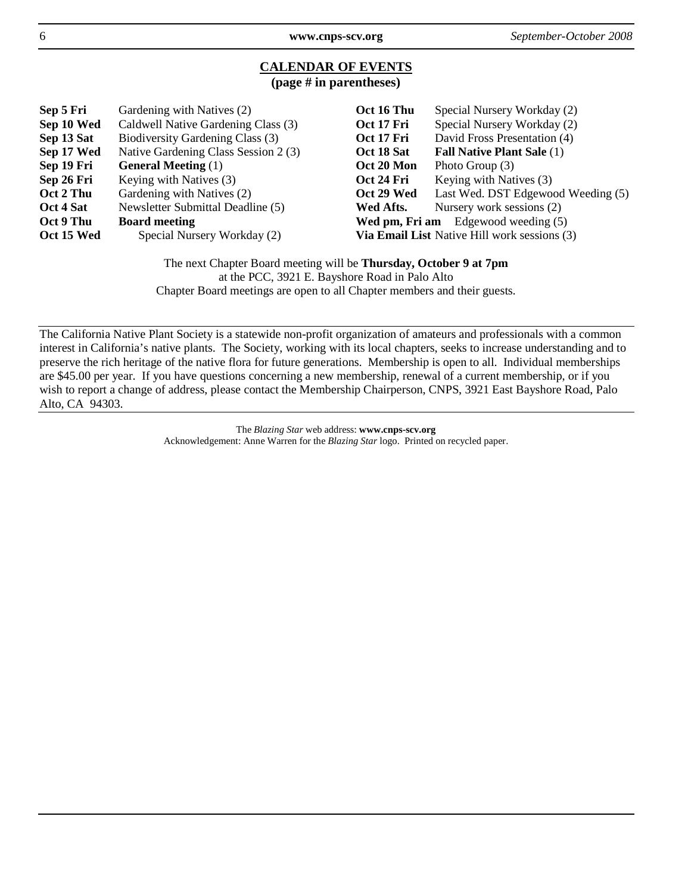## CALENDAR OF EVENTS

**(page # in parentheses)**

| | |
|---|---|
| **Sep 5 Fri** | Gardening with Natives (2) |
| **Sep 10 Wed** | Caldwell Native Gardening Class (3) |
| **Sep 13 Sat** | Biodiversity Gardening Class (3) |
| **Sep 17 Wed** | Native Gardening Class Session 2 (3) |
| **Sep 19 Fri** | **General Meeting** (1) |
| **Sep 26 Fri** | Keying with Natives (3) |
| **Oct 2 Thu** | Gardening with Natives (2) |
| **Oct 4 Sat** | Newsletter Submittal Deadline (5) |
| **Oct 9 Thu** | **Board meeting** |
| **Oct 15 Wed** | Special Nursery Workday (2) |
| **Oct 16 Thu** | Special Nursery Workday (2) |
| **Oct 17 Fri** | Special Nursery Workday (2) |
| **Oct 17 Fri** | David Fross Presentation (4) |
| **Oct 18 Sat** | **Fall Native Plant Sale** (1) |
| **Oct 20 Mon** | Photo Group (3) |
| **Oct 24 Fri** | Keying with Natives (3) |
| **Oct 29 Wed** | Last Wed. DST Edgewood Weeding (5) |
| **Wed Afts.** | Nursery work sessions (2) |
| **Wed pm, Fri am** | Edgewood weeding (5) |
| **Via Email List** | Native Hill work sessions (3) |

The next Chapter Board meeting will be **Thursday, October 9 at 7pm** at the PCC, 3921 E. Bayshore Road in Palo Alto
Chapter Board meetings are open to all Chapter members and their guests.

---

The California Native Plant Society is a statewide non-profit organization of amateurs and professionals with a common interest in California's native plants. The Society, working with its local chapters, seeks to increase understanding and to preserve the rich heritage of the native flora for future generations. Membership is open to all. Individual memberships are $45.00 per year. If you have questions concerning a new membership, renewal of a current membership, or if you wish to report a change of address, please contact the Membership Chairperson, CNPS, 3921 East Bayshore Road, Palo Alto, CA 94303.

---

The *Blazing Star* web address: **www.cnps-scv.org**
Acknowledgement: Anne Warren for the *Blazing Star* logo. Printed on recycled paper.